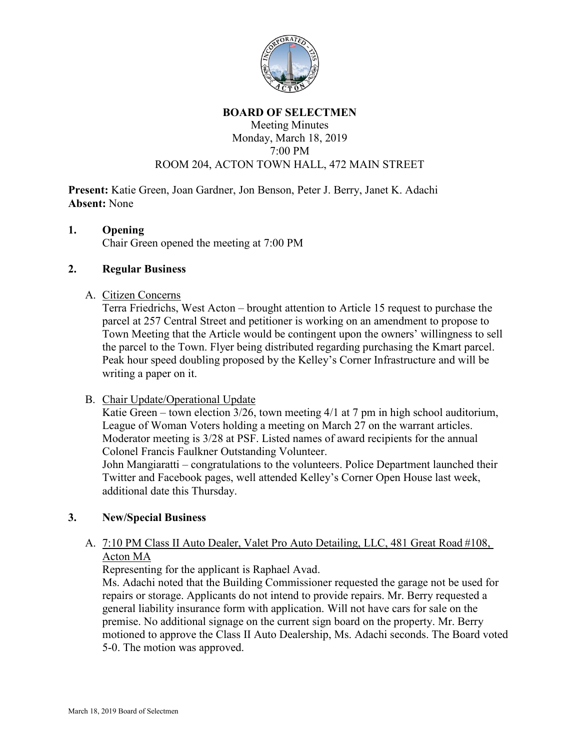# BOARD OF SELECTMEN

Meeting Minutes
Monday, March 18, 2019
7:00 PM
ROOM 204, ACTON TOWN HALL, 472 MAIN STREET

**Present:** Katie Green, Joan Gardner, Jon Benson, Peter J. Berry, Janet K. Adachi
**Absent:** None

## 1. Opening

Chair Green opened the meeting at 7:00 PM

## 2. Regular Business

### A. Citizen Concerns

Terra Friedrichs, West Acton – brought attention to Article 15 request to purchase the parcel at 257 Central Street and petitioner is working on an amendment to propose to Town Meeting that the Article would be contingent upon the owners' willingness to sell the parcel to the Town. Flyer being distributed regarding purchasing the Kmart parcel. Peak hour speed doubling proposed by the Kelley's Corner Infrastructure and will be writing a paper on it.

### B. Chair Update/Operational Update

Katie Green – town election 3/26, town meeting 4/1 at 7 pm in high school auditorium, League of Woman Voters holding a meeting on March 27 on the warrant articles. Moderator meeting is 3/28 at PSF. Listed names of award recipients for the annual Colonel Francis Faulkner Outstanding Volunteer.

John Mangiaratti – congratulations to the volunteers. Police Department launched their Twitter and Facebook pages, well attended Kelley's Corner Open House last week, additional date this Thursday.

## 3. New/Special Business

### A. 7:10 PM Class II Auto Dealer, Valet Pro Auto Detailing, LLC, 481 Great Road #108, Acton MA

Representing for the applicant is Raphael Avad.

Ms. Adachi noted that the Building Commissioner requested the garage not be used for repairs or storage. Applicants do not intend to provide repairs. Mr. Berry requested a general liability insurance form with application. Will not have cars for sale on the premise. No additional signage on the current sign board on the property. Mr. Berry motioned to approve the Class II Auto Dealership, Ms. Adachi seconds. The Board voted 5-0. The motion was approved.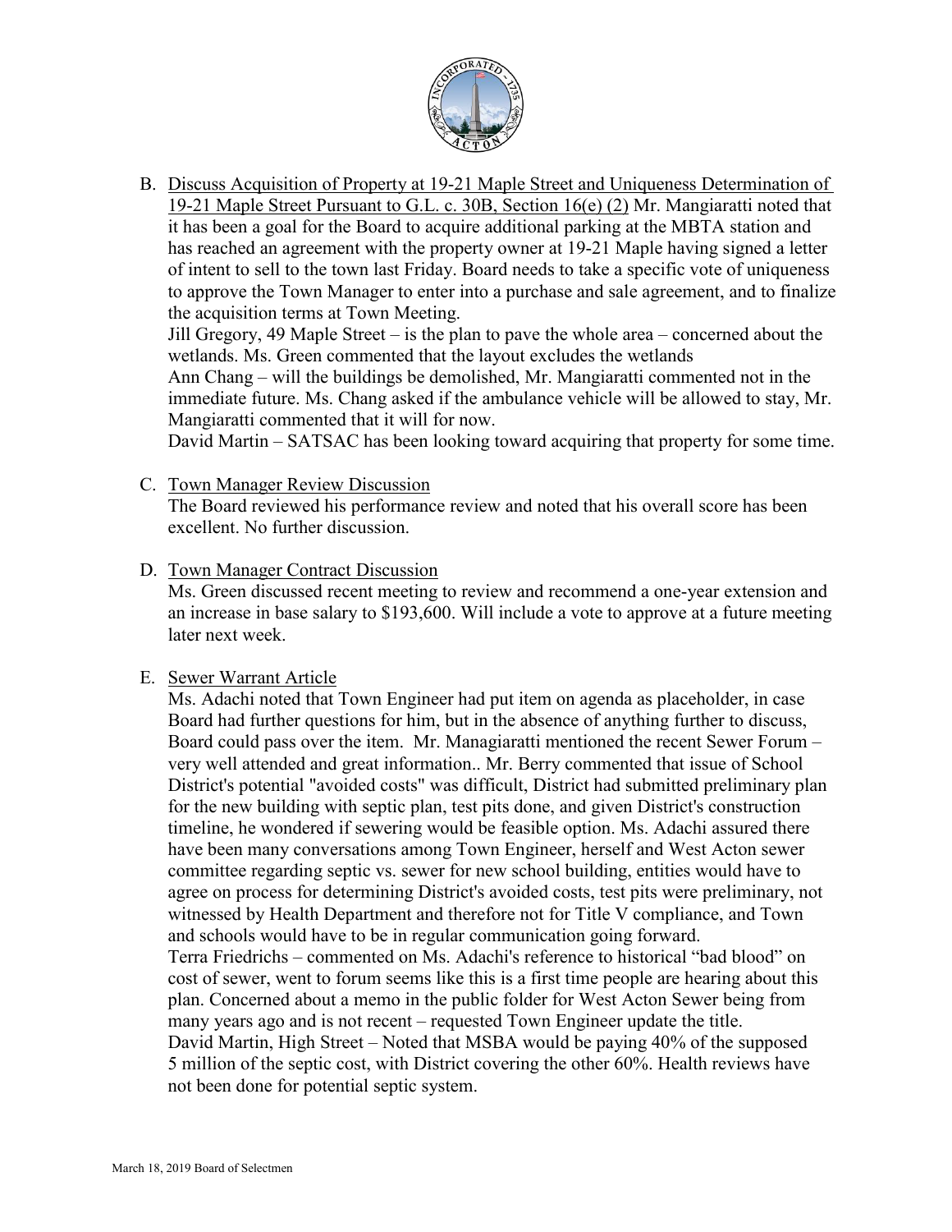B. Discuss Acquisition of Property at 19-21 Maple Street and Uniqueness Determination of 19-21 Maple Street Pursuant to G.L. c. 30B, Section 16(e) (2) Mr. Mangiaratti noted that it has been a goal for the Board to acquire additional parking at the MBTA station and has reached an agreement with the property owner at 19-21 Maple having signed a letter of intent to sell to the town last Friday. Board needs to take a specific vote of uniqueness to approve the Town Manager to enter into a purchase and sale agreement, and to finalize the acquisition terms at Town Meeting.

   Jill Gregory, 49 Maple Street – is the plan to pave the whole area – concerned about the wetlands. Ms. Green commented that the layout excludes the wetlands

   Ann Chang – will the buildings be demolished, Mr. Mangiaratti commented not in the immediate future. Ms. Chang asked if the ambulance vehicle will be allowed to stay, Mr. Mangiaratti commented that it will for now.

   David Martin – SATSAC has been looking toward acquiring that property for some time.

C. Town Manager Review Discussion

   The Board reviewed his performance review and noted that his overall score has been excellent. No further discussion.

D. Town Manager Contract Discussion

   Ms. Green discussed recent meeting to review and recommend a one-year extension and an increase in base salary to $193,600. Will include a vote to approve at a future meeting later next week.

E. Sewer Warrant Article

   Ms. Adachi noted that Town Engineer had put item on agenda as placeholder, in case Board had further questions for him, but in the absence of anything further to discuss, Board could pass over the item. Mr. Managiaratti mentioned the recent Sewer Forum – very well attended and great information.. Mr. Berry commented that issue of School District's potential "avoided costs" was difficult, District had submitted preliminary plan for the new building with septic plan, test pits done, and given District's construction timeline, he wondered if sewering would be feasible option. Ms. Adachi assured there have been many conversations among Town Engineer, herself and West Acton sewer committee regarding septic vs. sewer for new school building, entities would have to agree on process for determining District's avoided costs, test pits were preliminary, not witnessed by Health Department and therefore not for Title V compliance, and Town and schools would have to be in regular communication going forward.

   Terra Friedrichs – commented on Ms. Adachi's reference to historical "bad blood" on cost of sewer, went to forum seems like this is a first time people are hearing about this plan. Concerned about a memo in the public folder for West Acton Sewer being from many years ago and is not recent – requested Town Engineer update the title.

   David Martin, High Street – Noted that MSBA would be paying 40% of the supposed 5 million of the septic cost, with District covering the other 60%. Health reviews have not been done for potential septic system.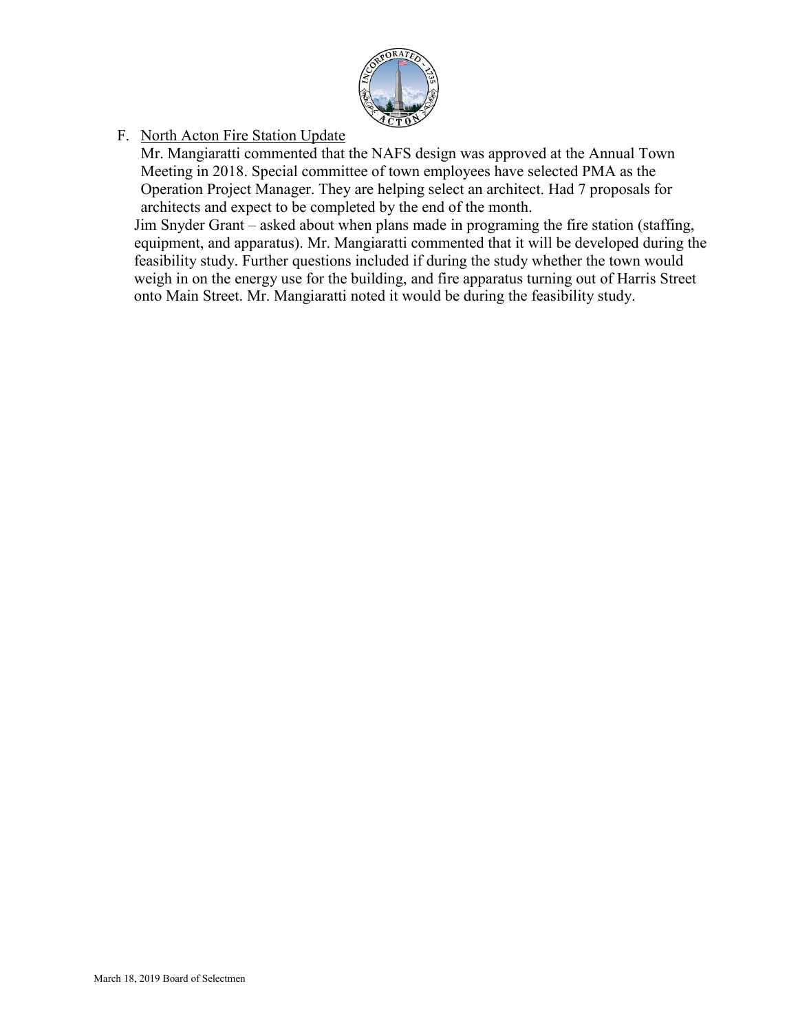F. North Acton Fire Station Update

Mr. Mangiaratti commented that the NAFS design was approved at the Annual Town Meeting in 2018. Special committee of town employees have selected PMA as the Operation Project Manager. They are helping select an architect. Had 7 proposals for architects and expect to be completed by the end of the month.

Jim Snyder Grant – asked about when plans made in programing the fire station (staffing, equipment, and apparatus). Mr. Mangiaratti commented that it will be developed during the feasibility study. Further questions included if during the study whether the town would weigh in on the energy use for the building, and fire apparatus turning out of Harris Street onto Main Street. Mr. Mangiaratti noted it would be during the feasibility study.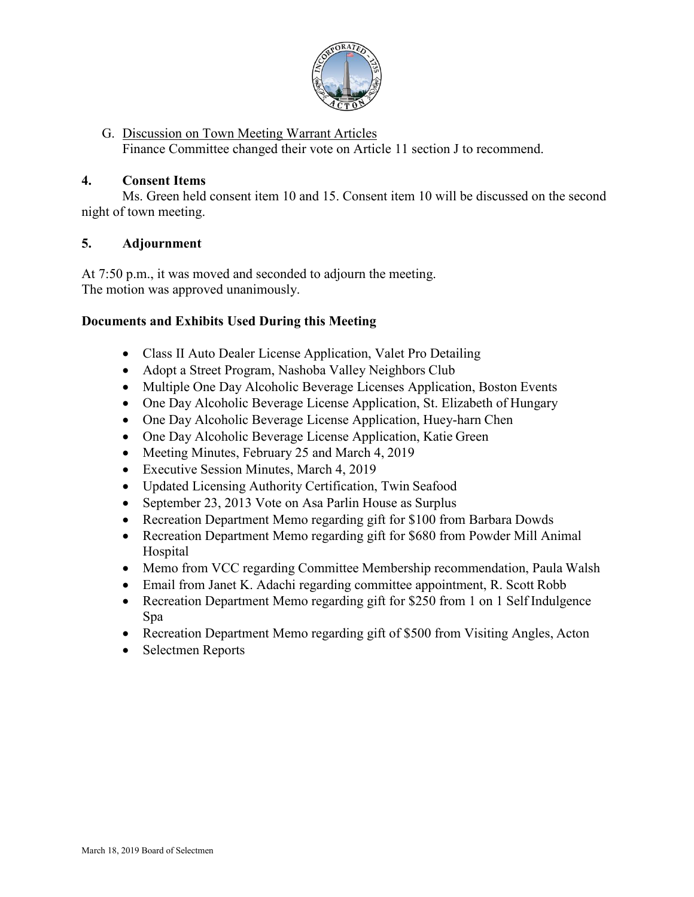G. Discussion on Town Meeting Warrant Articles
Finance Committee changed their vote on Article 11 section J to recommend.

**4. Consent Items**

Ms. Green held consent item 10 and 15. Consent item 10 will be discussed on the second night of town meeting.

**5. Adjournment**

At 7:50 p.m., it was moved and seconded to adjourn the meeting.
The motion was approved unanimously.

**Documents and Exhibits Used During this Meeting**

- Class II Auto Dealer License Application, Valet Pro Detailing
- Adopt a Street Program, Nashoba Valley Neighbors Club
- Multiple One Day Alcoholic Beverage Licenses Application, Boston Events
- One Day Alcoholic Beverage License Application, St. Elizabeth of Hungary
- One Day Alcoholic Beverage License Application, Huey-harn Chen
- One Day Alcoholic Beverage License Application, Katie Green
- Meeting Minutes, February 25 and March 4, 2019
- Executive Session Minutes, March 4, 2019
- Updated Licensing Authority Certification, Twin Seafood
- September 23, 2013 Vote on Asa Parlin House as Surplus
- Recreation Department Memo regarding gift for $100 from Barbara Dowds
- Recreation Department Memo regarding gift for $680 from Powder Mill Animal Hospital
- Memo from VCC regarding Committee Membership recommendation, Paula Walsh
- Email from Janet K. Adachi regarding committee appointment, R. Scott Robb
- Recreation Department Memo regarding gift for $250 from 1 on 1 Self Indulgence Spa
- Recreation Department Memo regarding gift of $500 from Visiting Angles, Acton
- Selectmen Reports